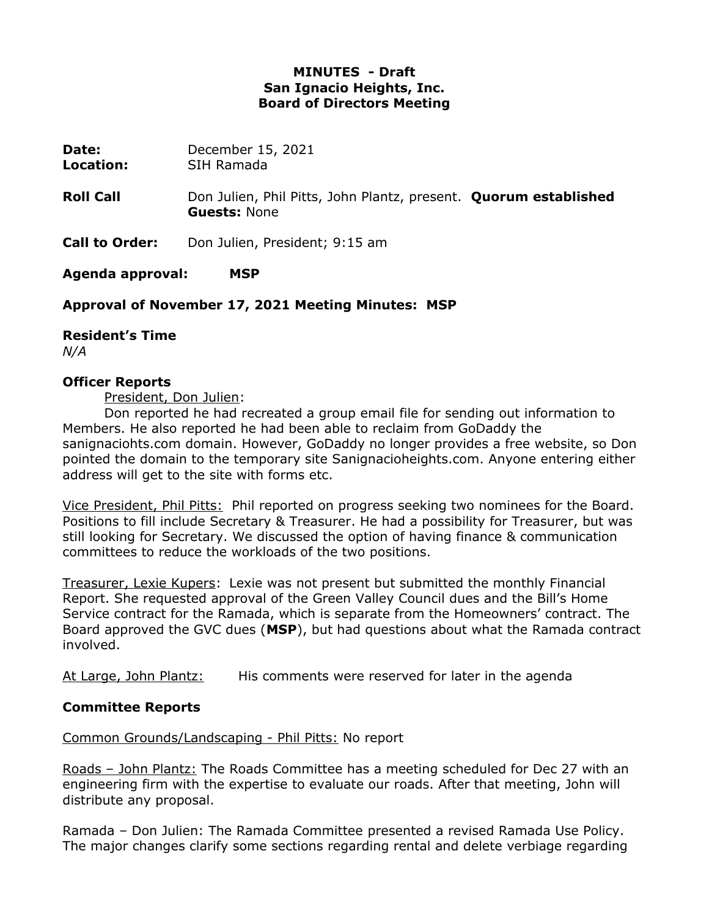# MINUTES - Draft
## San Ignacio Heights, Inc.
## Board of Directors Meeting

**Date:** December 15, 2021
**Location:** SIH Ramada

**Roll Call** Don Julien, Phil Pitts, John Plantz, present. **Quorum established**
**Guests:** None

**Call to Order:** Don Julien, President; 9:15 am

**Agenda approval:** **MSP**

**Approval of November 17, 2021 Meeting Minutes: MSP**

**Resident's Time**
*N/A*

**Officer Reports**

President, Don Julien:

Don reported he had recreated a group email file for sending out information to Members. He also reported he had been able to reclaim from GoDaddy the sanignaciohts.com domain. However, GoDaddy no longer provides a free website, so Don pointed the domain to the temporary site Sanignacioheights.com. Anyone entering either address will get to the site with forms etc.

Vice President, Phil Pitts: Phil reported on progress seeking two nominees for the Board. Positions to fill include Secretary & Treasurer. He had a possibility for Treasurer, but was still looking for Secretary. We discussed the option of having finance & communication committees to reduce the workloads of the two positions.

Treasurer, Lexie Kupers: Lexie was not present but submitted the monthly Financial Report. She requested approval of the Green Valley Council dues and the Bill's Home Service contract for the Ramada, which is separate from the Homeowners' contract. The Board approved the GVC dues (**MSP**), but had questions about what the Ramada contract involved.

At Large, John Plantz: His comments were reserved for later in the agenda

**Committee Reports**

Common Grounds/Landscaping - Phil Pitts: No report

Roads – John Plantz: The Roads Committee has a meeting scheduled for Dec 27 with an engineering firm with the expertise to evaluate our roads. After that meeting, John will distribute any proposal.

Ramada – Don Julien: The Ramada Committee presented a revised Ramada Use Policy. The major changes clarify some sections regarding rental and delete verbiage regarding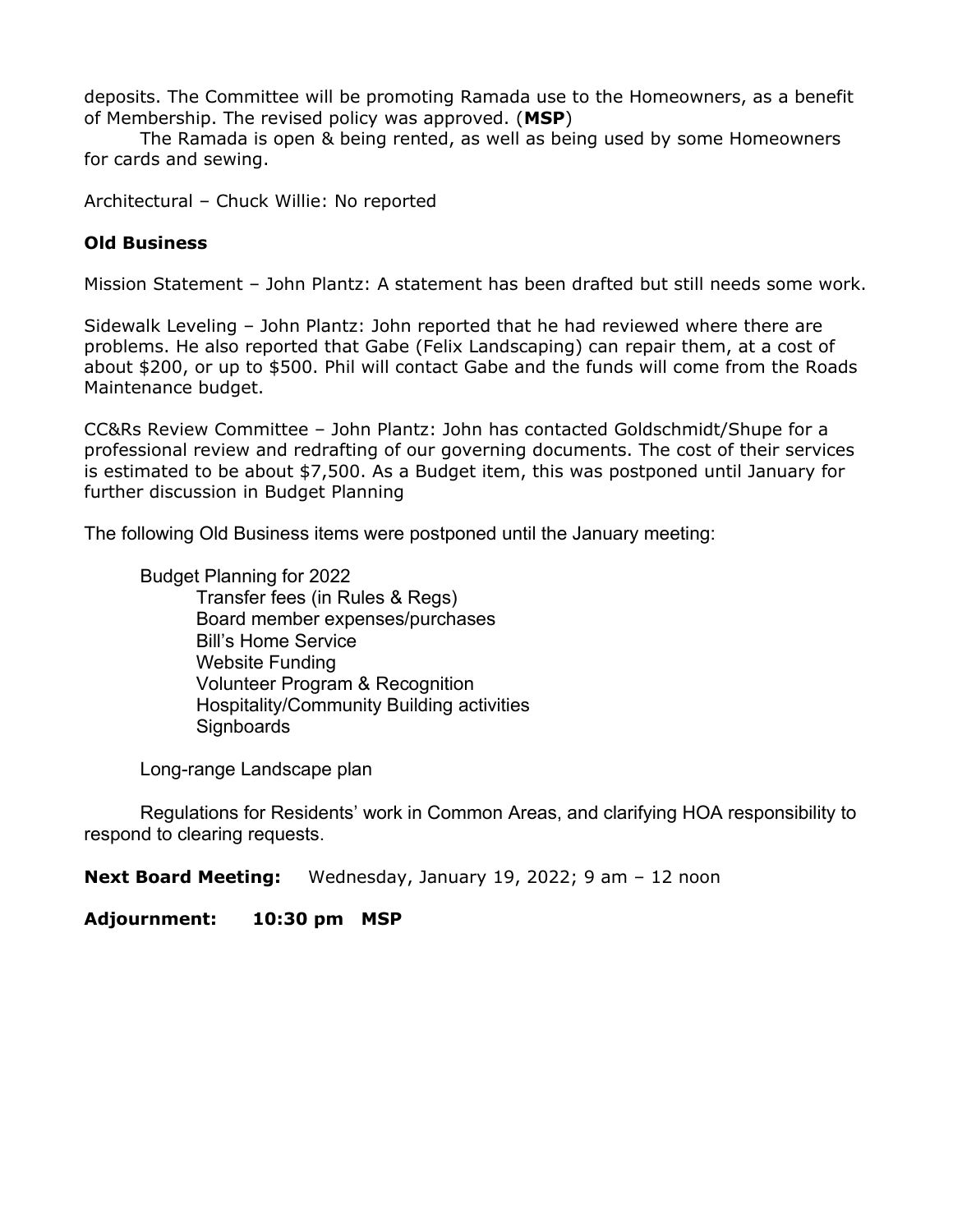deposits. The Committee will be promoting Ramada use to the Homeowners, as a benefit of Membership. The revised policy was approved. (**MSP**)

The Ramada is open & being rented, as well as being used by some Homeowners for cards and sewing.

Architectural – Chuck Willie: No reported

**Old Business**

Mission Statement – John Plantz: A statement has been drafted but still needs some work.

Sidewalk Leveling – John Plantz: John reported that he had reviewed where there are problems. He also reported that Gabe (Felix Landscaping) can repair them, at a cost of about $200, or up to $500. Phil will contact Gabe and the funds will come from the Roads Maintenance budget.

CC&Rs Review Committee – John Plantz: John has contacted Goldschmidt/Shupe for a professional review and redrafting of our governing documents. The cost of their services is estimated to be about $7,500. As a Budget item, this was postponed until January for further discussion in Budget Planning

The following Old Business items were postponed until the January meeting:

- Budget Planning for 2022
  - Transfer fees (in Rules & Regs)
  - Board member expenses/purchases
  - Bill's Home Service
  - Website Funding
  - Volunteer Program & Recognition
  - Hospitality/Community Building activities
  - Signboards
- Long-range Landscape plan
- Regulations for Residents' work in Common Areas, and clarifying HOA responsibility to respond to clearing requests.

**Next Board Meeting:** Wednesday, January 19, 2022; 9 am – 12 noon

**Adjournment: 10:30 pm MSP**